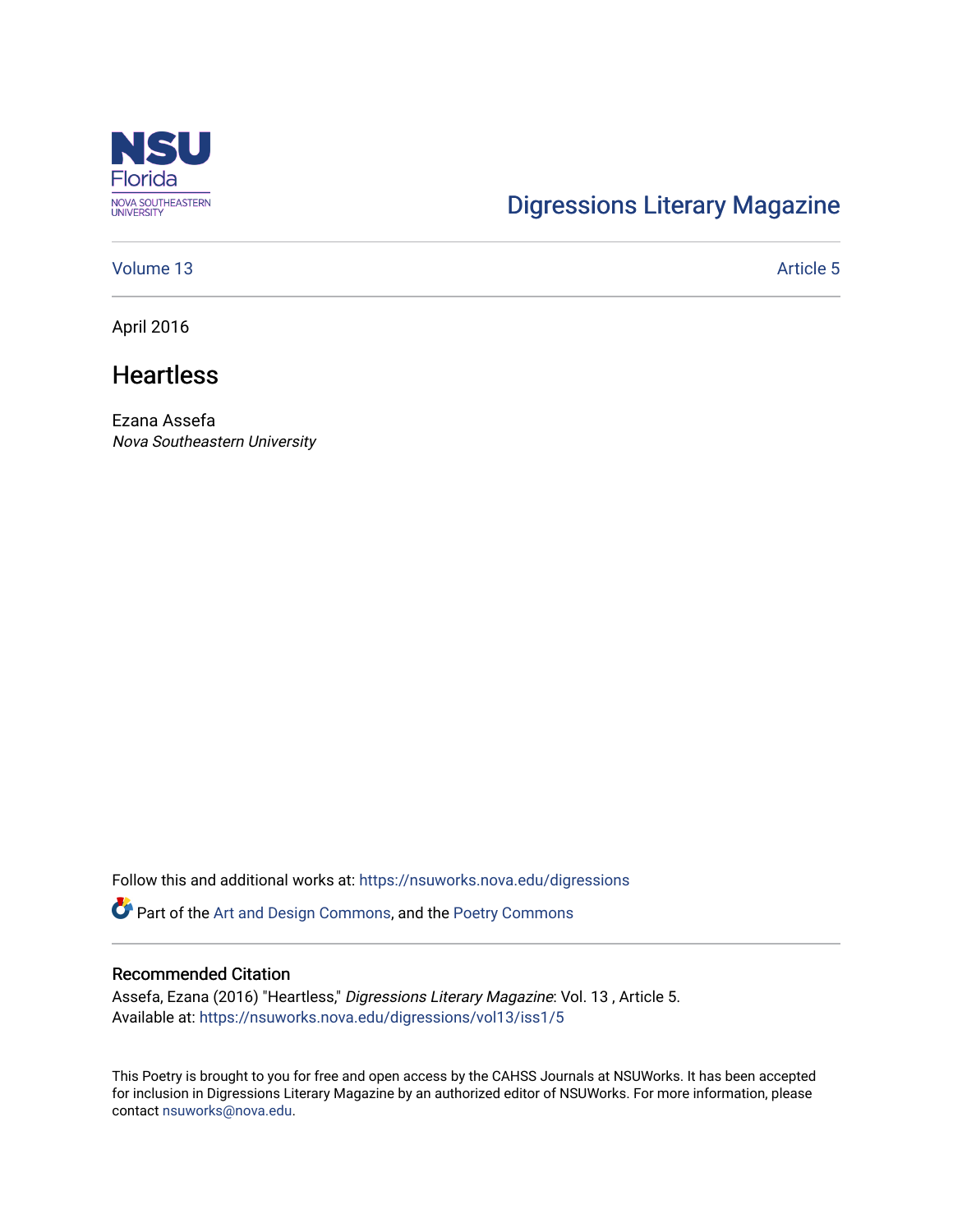Digressions Literary Magazine

Volume 13 | Article 5

April 2016

# Heartless

Ezana Assefa
*Nova Southeastern University*

Follow this and additional works at: https://nsuworks.nova.edu/digressions

Part of the Art and Design Commons, and the Poetry Commons

## Recommended Citation

Assefa, Ezana (2016) "Heartless," *Digressions Literary Magazine*: Vol. 13 , Article 5.
Available at: https://nsuworks.nova.edu/digressions/vol13/iss1/5

This Poetry is brought to you for free and open access by the CAHSS Journals at NSUWorks. It has been accepted for inclusion in Digressions Literary Magazine by an authorized editor of NSUWorks. For more information, please contact nsuworks@nova.edu.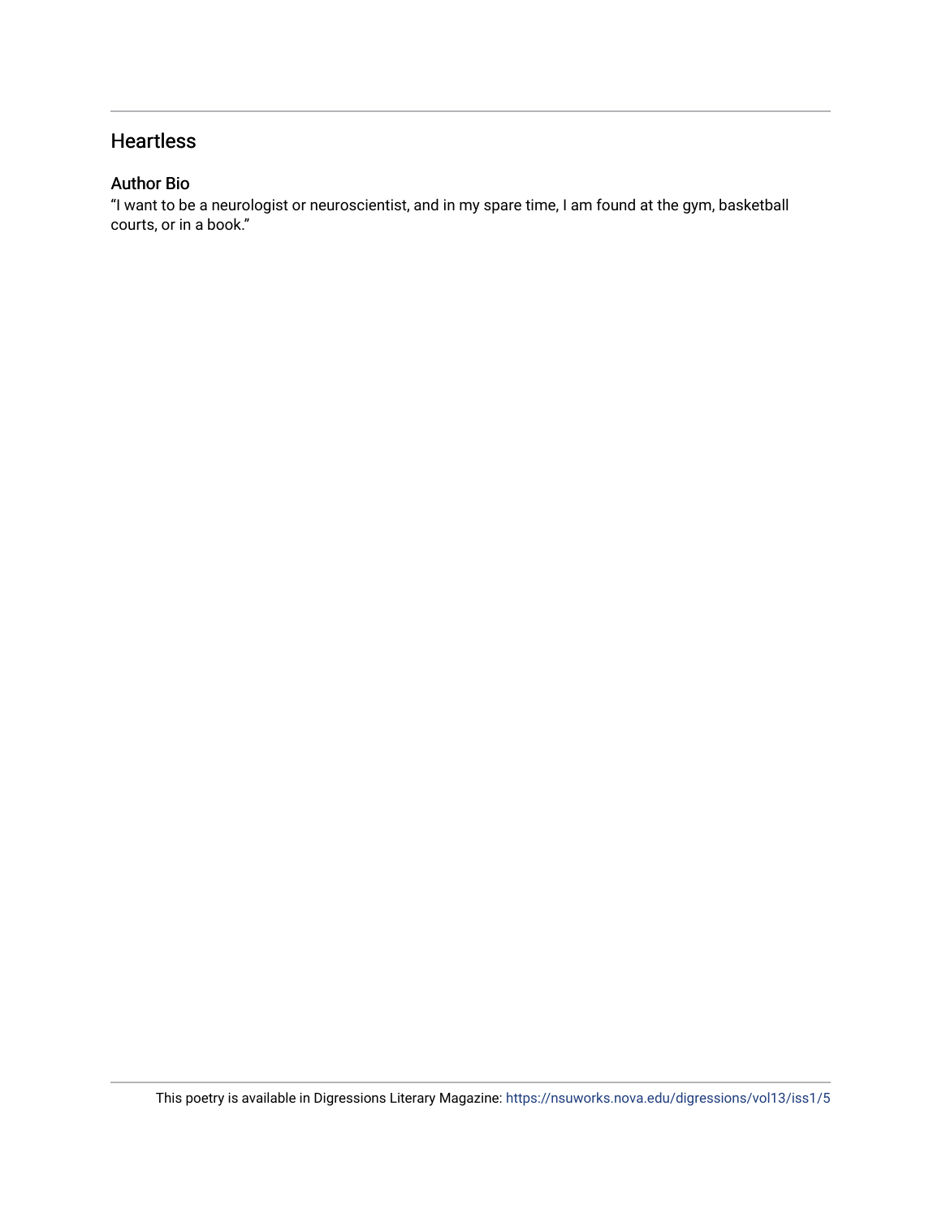## Heartless

### Author Bio

"I want to be a neurologist or neuroscientist, and in my spare time, I am found at the gym, basketball courts, or in a book."

This poetry is available in Digressions Literary Magazine: https://nsuworks.nova.edu/digressions/vol13/iss1/5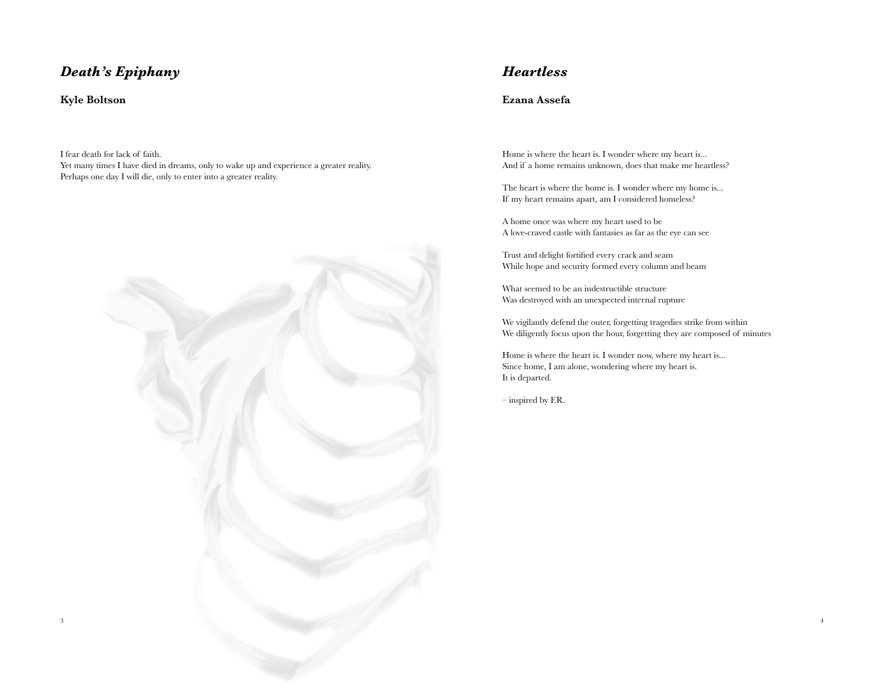## *Death's Epiphany*

**Kyle Boltson**

I fear death for lack of faith.
Yet many times I have died in dreams, only to wake up and experience a greater reality.
Perhaps one day I will die, only to enter into a greater reality.

## *Heartless*

**Ezana Assefa**

Home is where the heart is. I wonder where my heart is...
And if a home remains unknown, does that make me heartless?

The heart is where the home is. I wonder where my home is...
If my heart remains apart, am I considered homeless?

A home once was where my heart used to be
A love-craved castle with fantasies as far as the eye can see

Trust and delight fortified every crack and seam
While hope and security formed every column and beam

What seemed to be an indestructible structure
Was destroyed with an unexpected internal rupture

We vigilantly defend the outer, forgetting tragedies strike from within
We diligently focus upon the hour, forgetting they are composed of minutes

Home is where the heart is. I wonder now, where my heart is...
Since home, I am alone, wondering where my heart is.
It is departed.

– inspired by F.R.